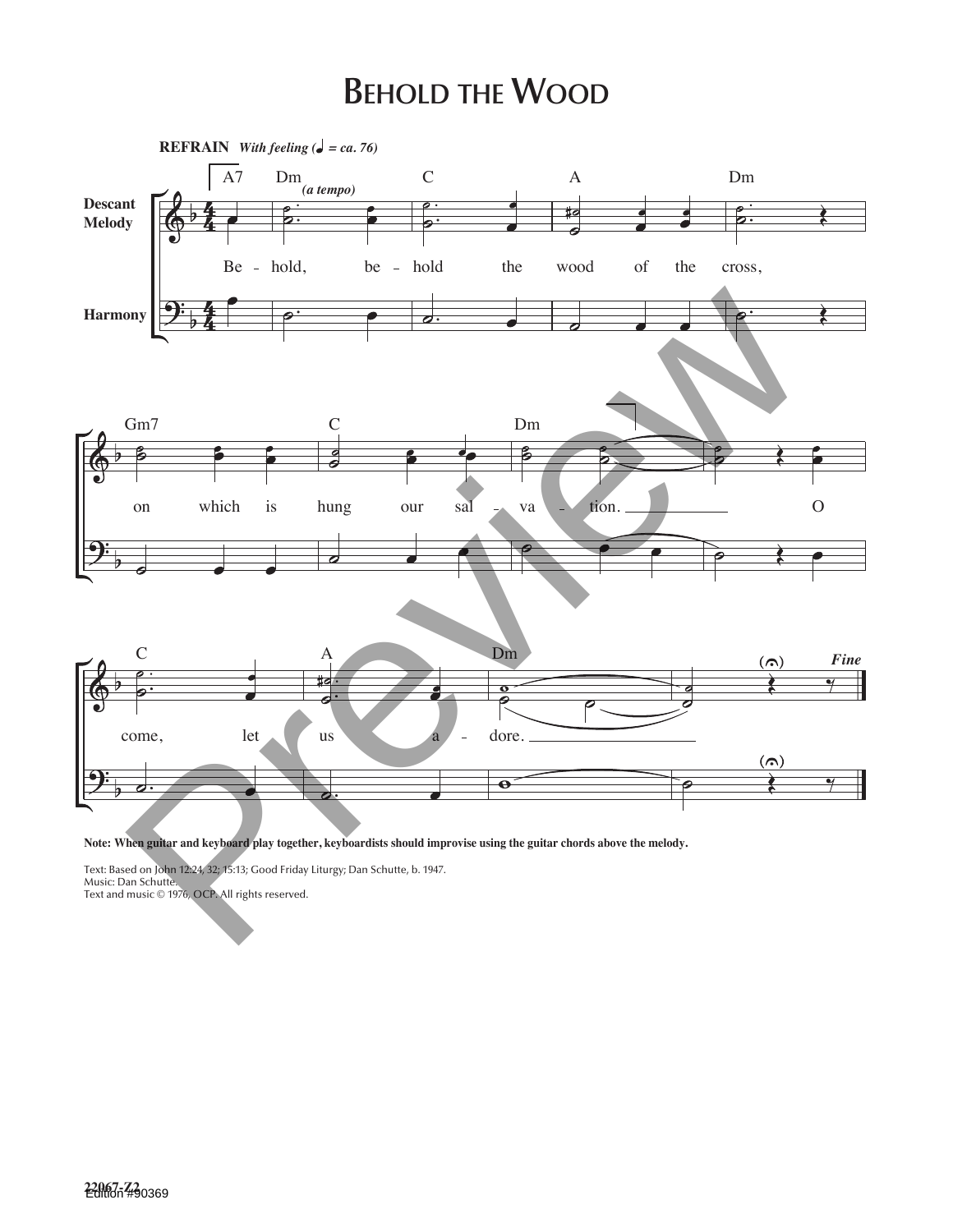# BEHOLD THE WOOD

**REFRAIN** ***With feeling (♩ = ca. 76)***

Behold, behold the wood of the cross, on which is hung our salvation. O come, let us adore.

**Note: When guitar and keyboard play together, keyboardists should improvise using the guitar chords above the melody.**

Text: Based on John 12:24, 32; 15:13; Good Friday Liturgy; Dan Schutte, b. 1947.
Music: Dan Schutte.
Text and music © 1976, OCP. All rights reserved.

22067-Z2
Edition #90369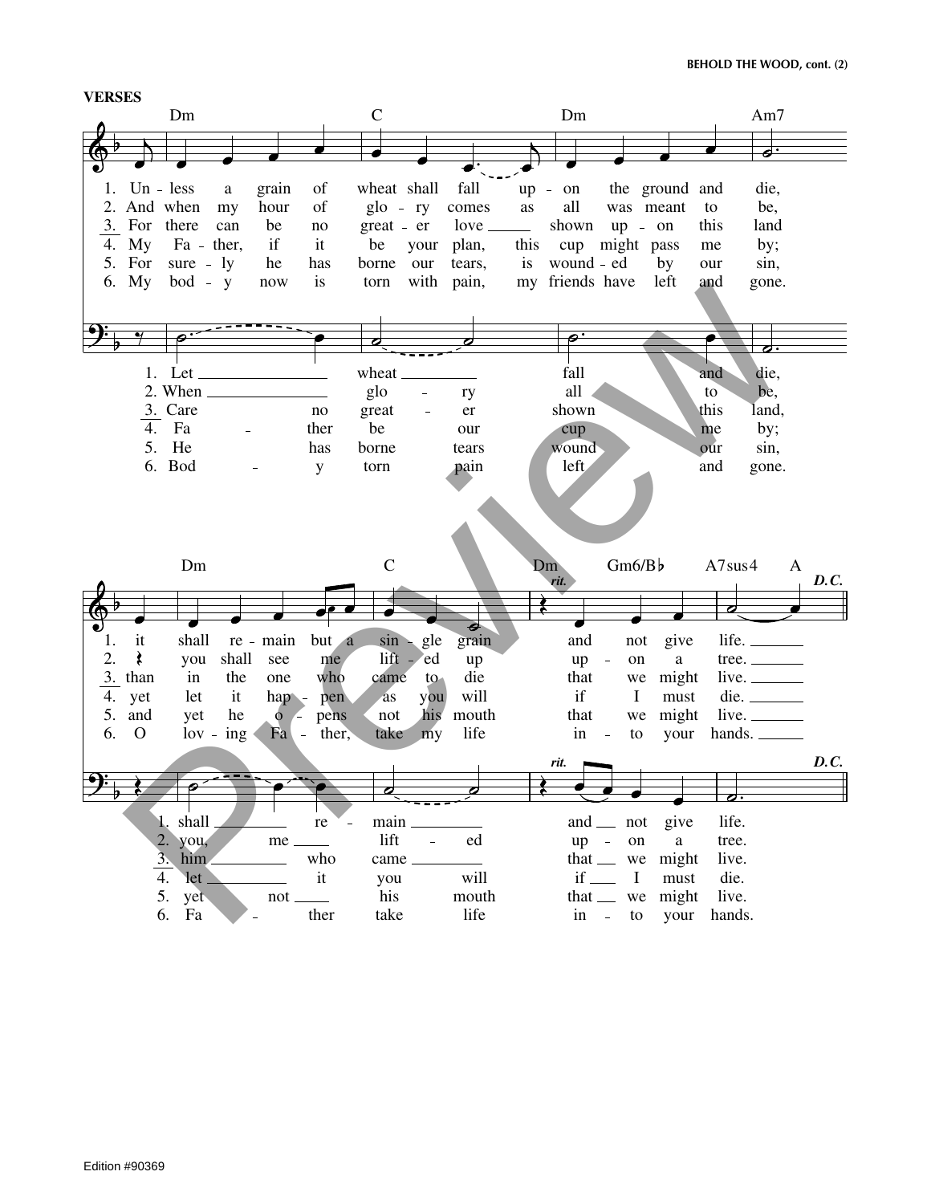**VERSES**

Dm C Dm Am7

1. Un - less a grain of wheat shall fall up - on the ground and die,
2. And when my hour of glo - ry comes as all was meant to be,
3. For there can be no great - er love shown up - on this land
4. My Fa - ther, if it be your plan, this cup might pass me by;
5. For sure - ly he has borne our tears, is wound - ed by our sin,
6. My bod - y now is torn with pain, my friends have left and gone.

1. Let wheat fall and die,
2. When glo - ry all to be,
3. Care no great - er shown this land,
4. Fa - ther be our cup me by;
5. He has borne tears wound our sin,
6. Bod - y torn pain left and gone.

Dm C Dm Gm6/B♭ A7sus4 A

*rit.* *D.C.*

1. it shall re - main but a sin - gle grain and not give life.
2. you shall see me lift - ed up up - on a tree.
3. than in the one who came to die that we might live.
4. yet let it hap - pen as you will if I must die.
5. and yet he o - pens not his mouth that we might live.
6. O lov - ing Fa - ther, take my life in - to your hands.

1. shall re - main and not give life.
2. you, me lift - ed up - on a tree.
3. him who came that we might live.
4. let it you will if I must die.
5. yet not his mouth that we might live.
6. Fa - ther take life in - to your hands.

Edition #90369